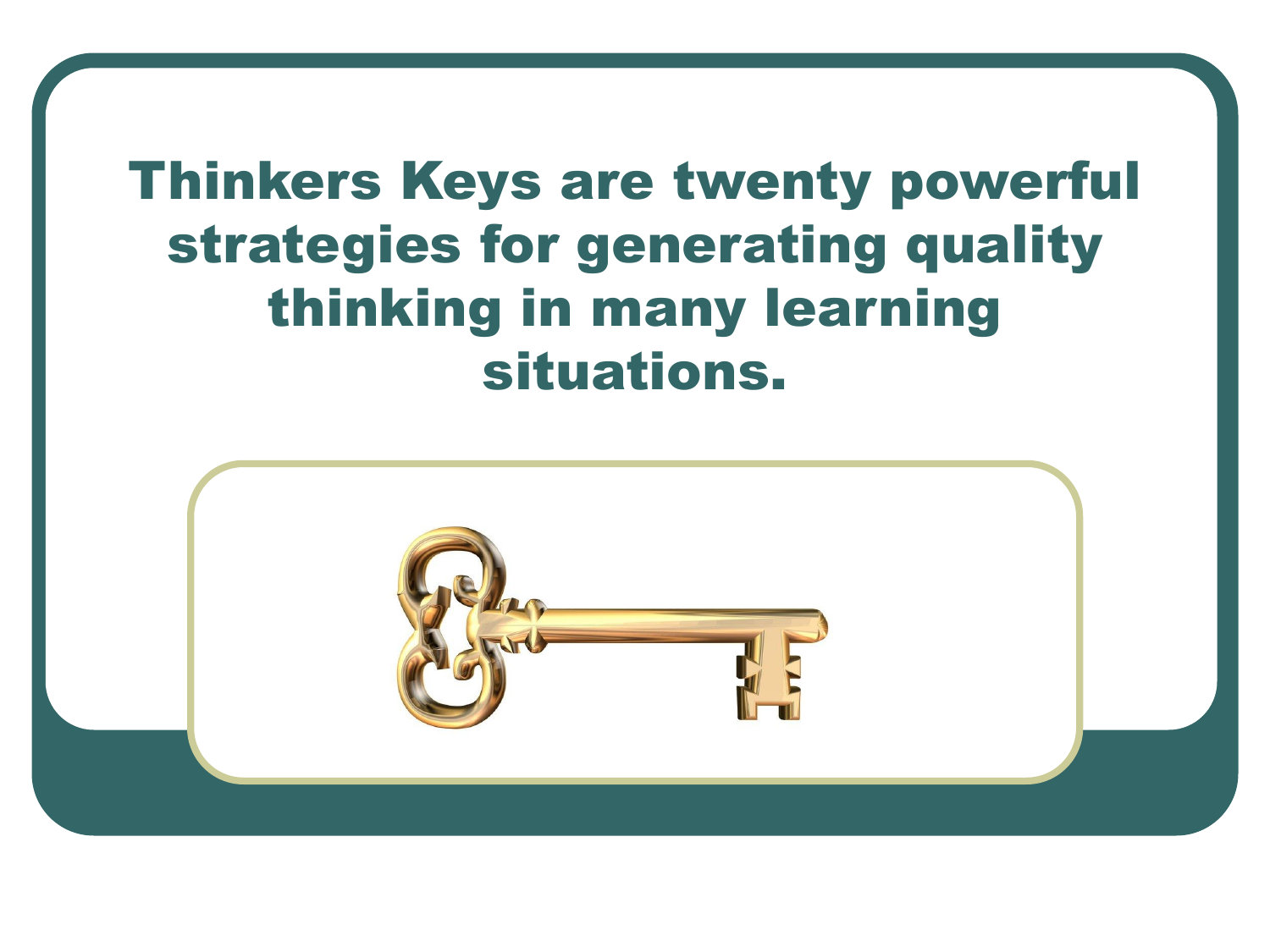# Thinkers Keys are twenty powerful strategies for generating quality thinking in many learning situations.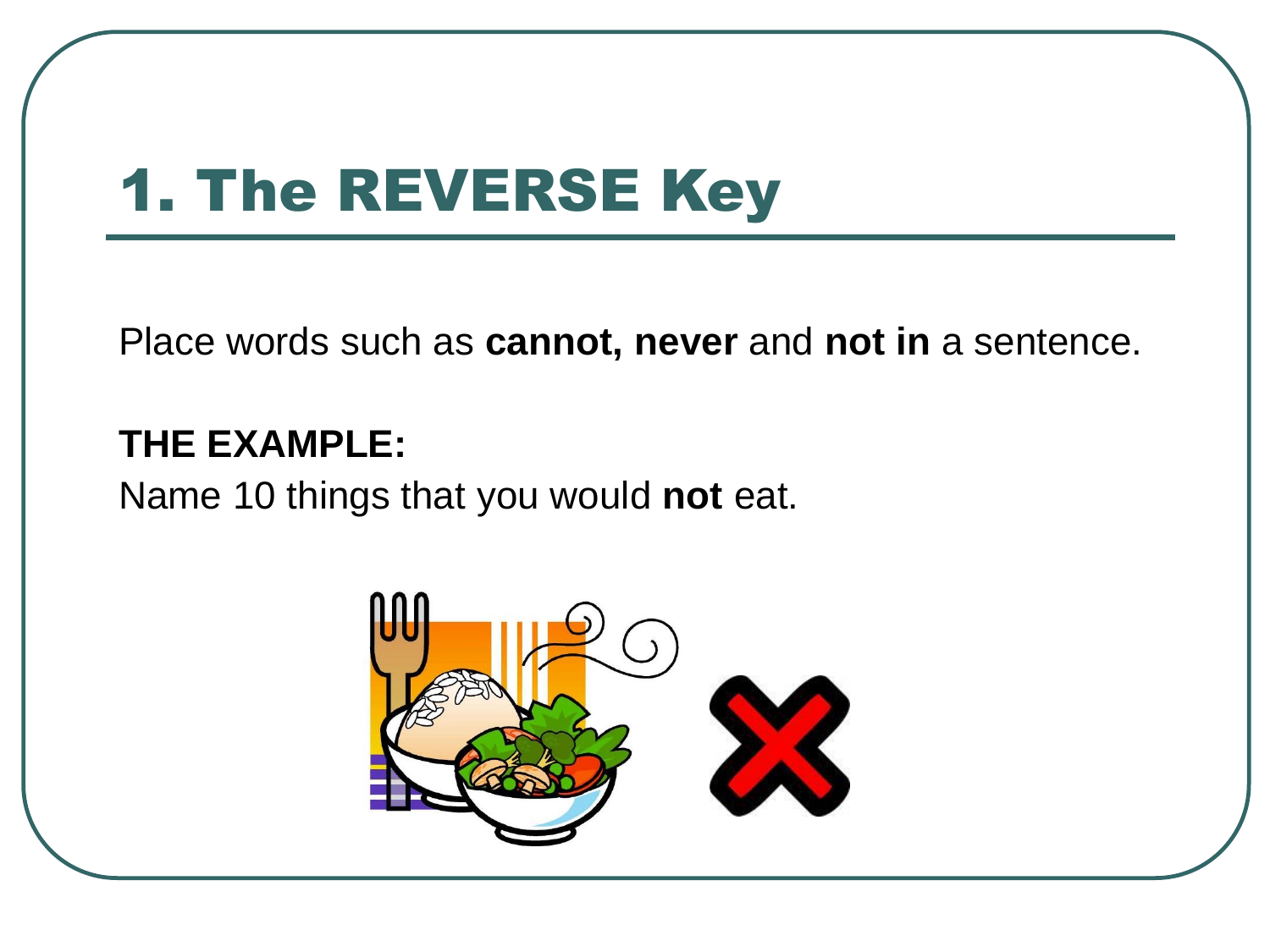# 1. The REVERSE Key

Place words such as **cannot, never** and **not in** a sentence.

**THE EXAMPLE:**

Name 10 things that you would **not** eat.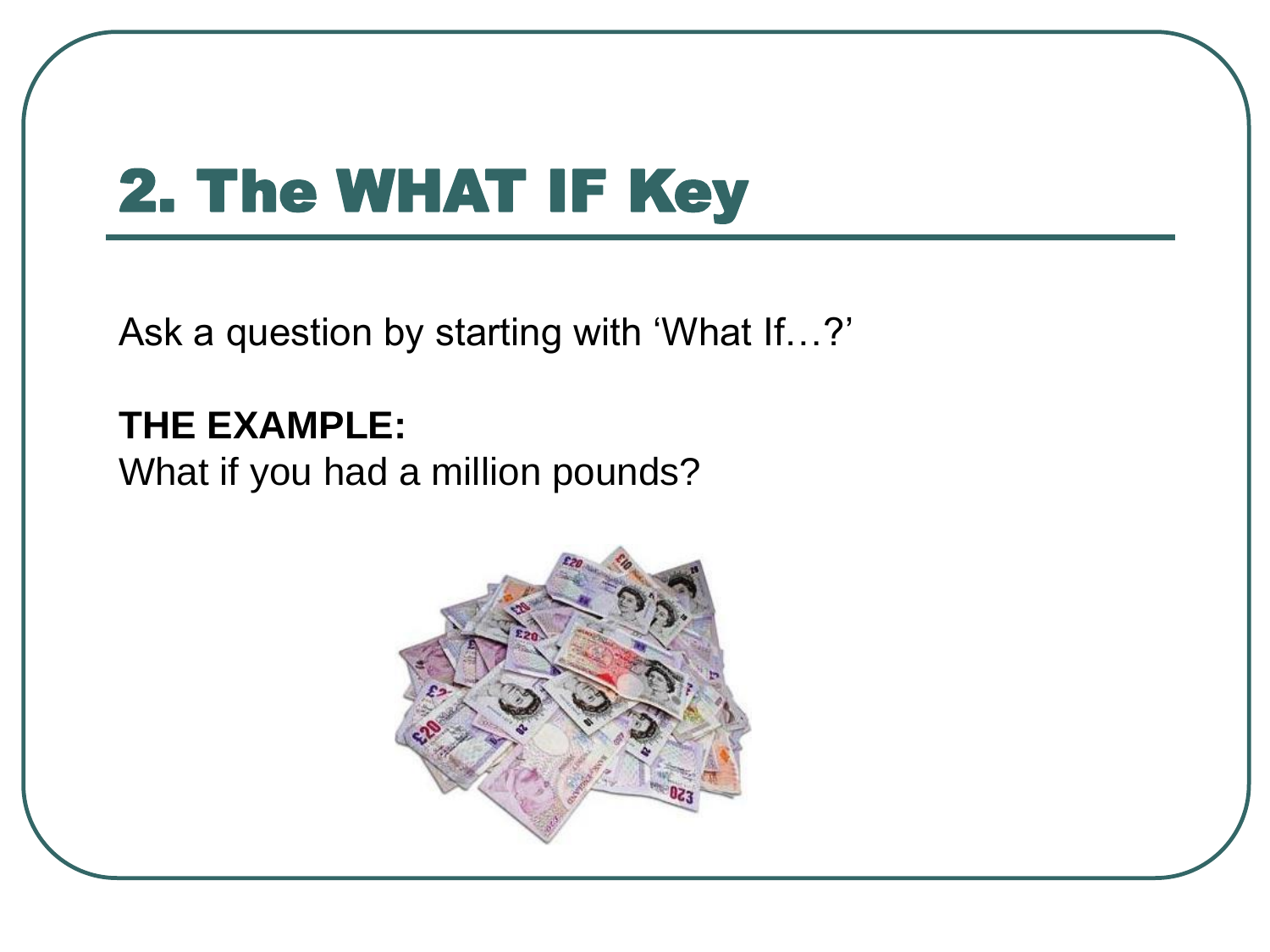## 2. The WHAT IF Key

Ask a question by starting with 'What If…?'

**THE EXAMPLE:**
What if you had a million pounds?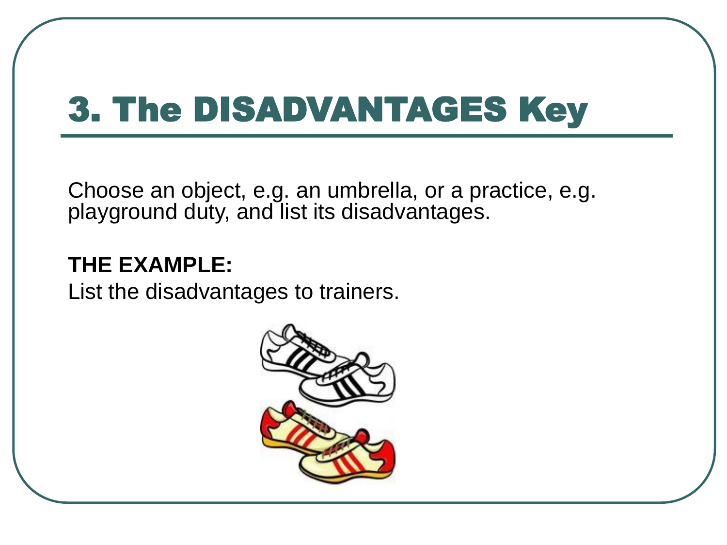# 3. The DISADVANTAGES Key

Choose an object, e.g. an umbrella, or a practice, e.g. playground duty, and list its disadvantages.

**THE EXAMPLE:**

List the disadvantages to trainers.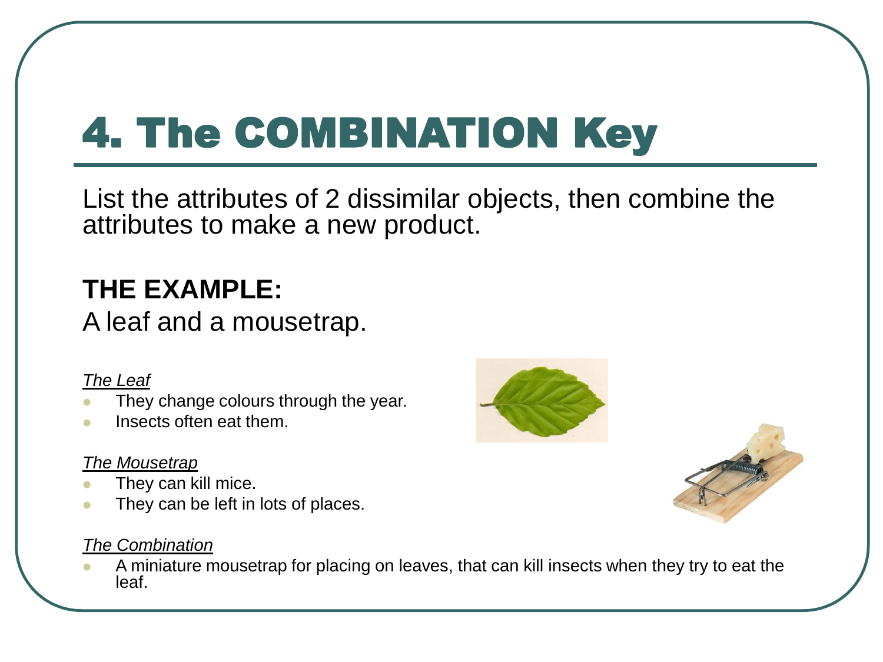# 4. The COMBINATION Key

List the attributes of 2 dissimilar objects, then combine the attributes to make a new product.

**THE EXAMPLE:**

A leaf and a mousetrap.

*The Leaf*

- They change colours through the year.
- Insects often eat them.

*The Mousetrap*

- They can kill mice.
- They can be left in lots of places.

*The Combination*

- A miniature mousetrap for placing on leaves, that can kill insects when they try to eat the leaf.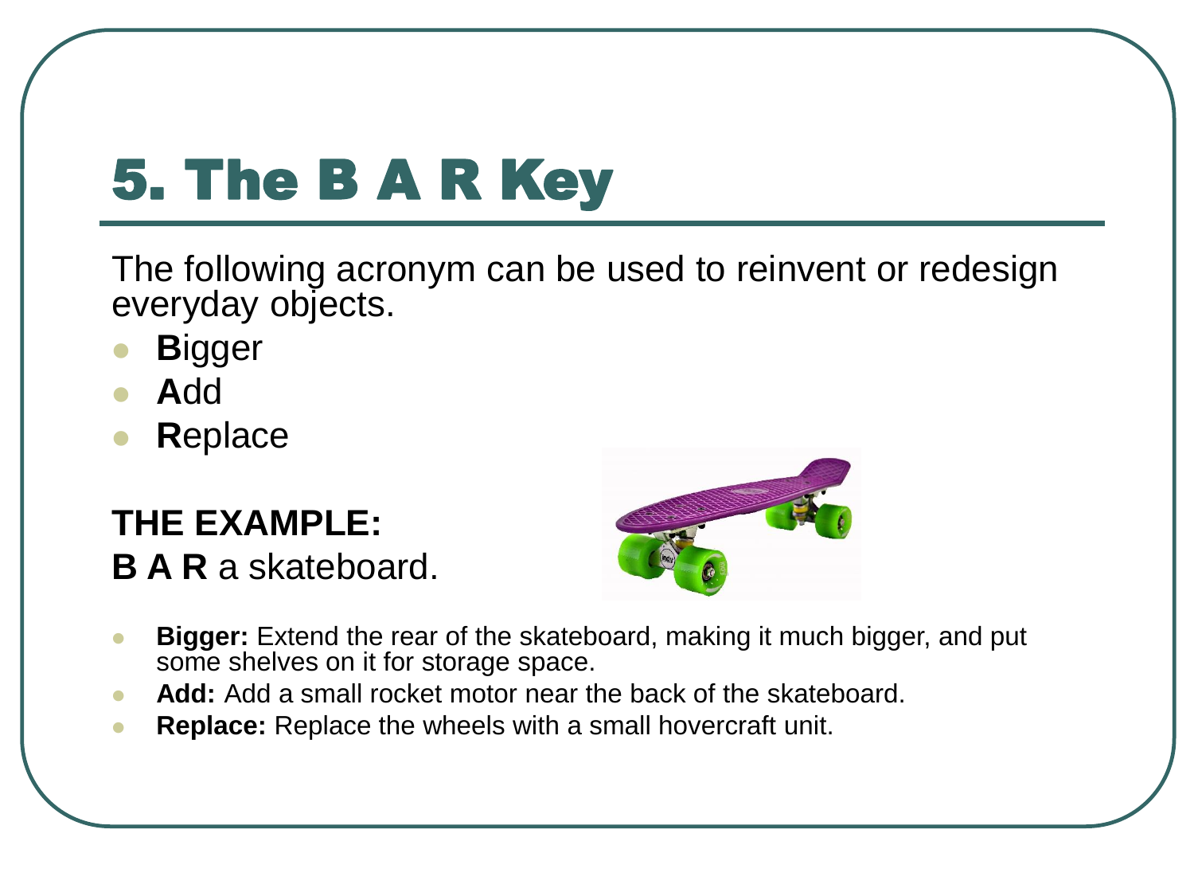# 5. The B A R Key

The following acronym can be used to reinvent or redesign everyday objects.

- **B**igger
- **A**dd
- **R**eplace

**THE EXAMPLE:**
**B A R** a skateboard.

- **Bigger:** Extend the rear of the skateboard, making it much bigger, and put some shelves on it for storage space.
- **Add:** Add a small rocket motor near the back of the skateboard.
- **Replace:** Replace the wheels with a small hovercraft unit.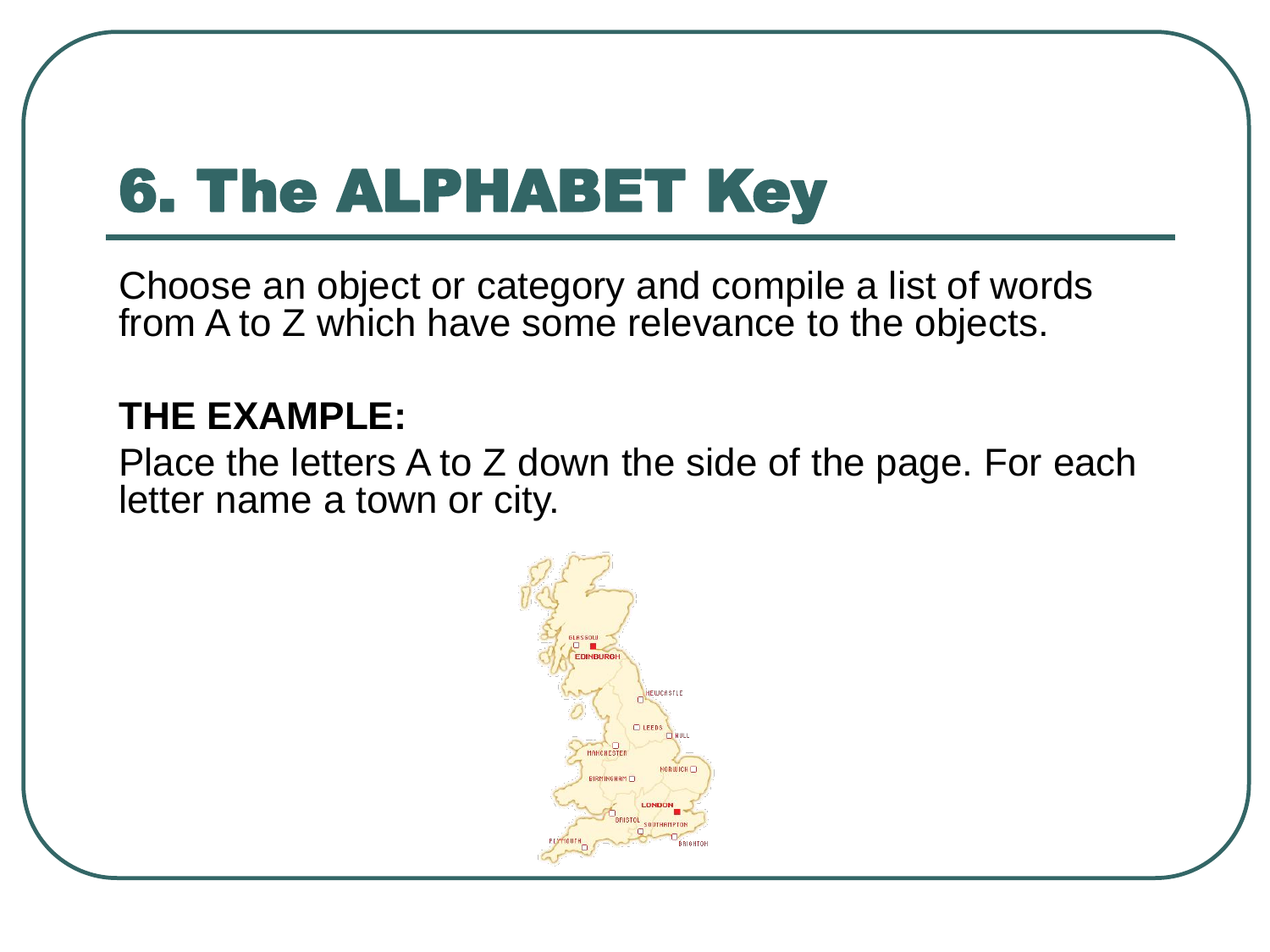# 6. The ALPHABET Key

Choose an object or category and compile a list of words from A to Z which have some relevance to the objects.

**THE EXAMPLE:**

Place the letters A to Z down the side of the page. For each letter name a town or city.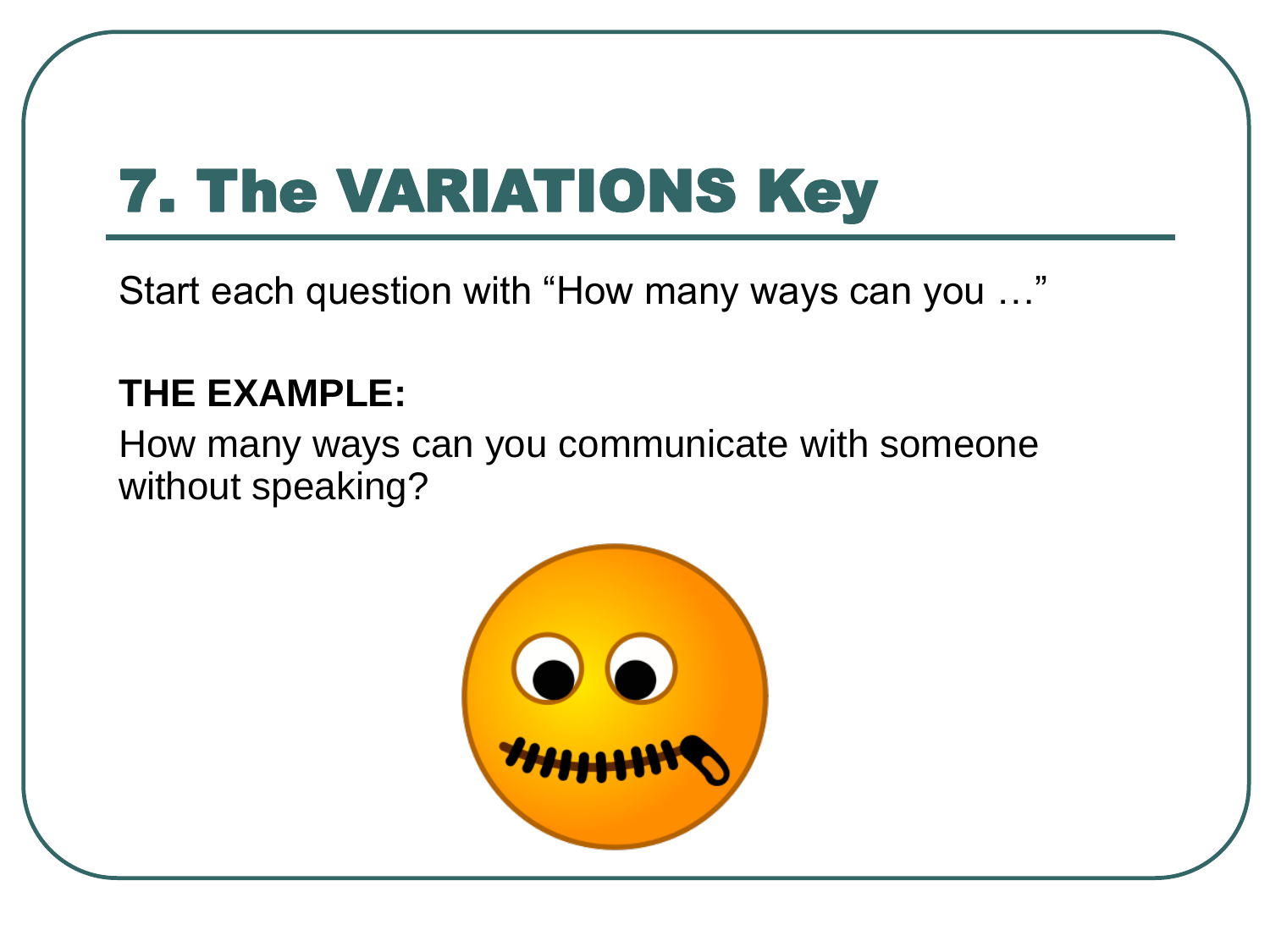# 7. The VARIATIONS Key

Start each question with “How many ways can you …”

**THE EXAMPLE:**

How many ways can you communicate with someone without speaking?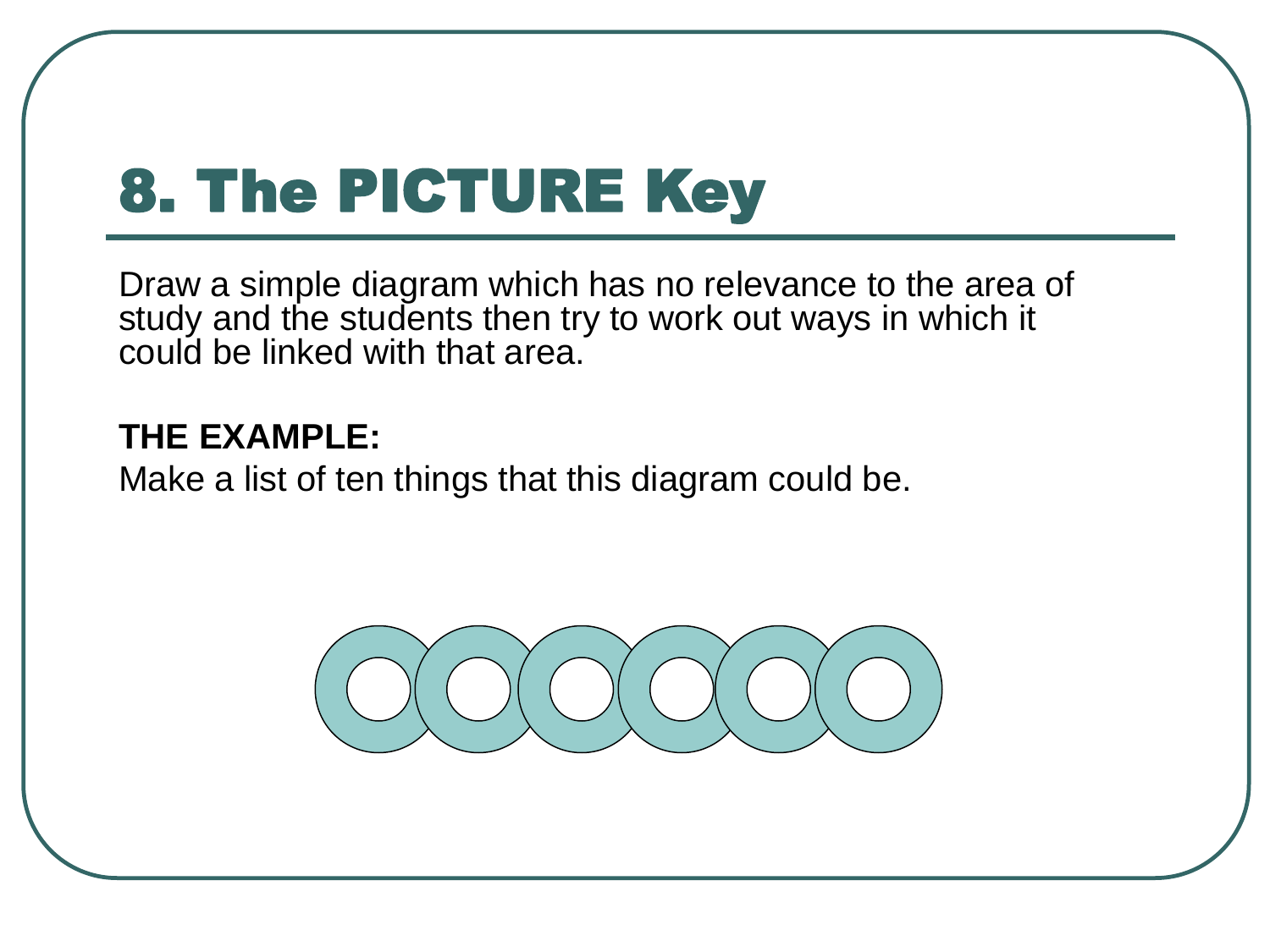# 8. The PICTURE Key

Draw a simple diagram which has no relevance to the area of study and the students then try to work out ways in which it could be linked with that area.

**THE EXAMPLE:**

Make a list of ten things that this diagram could be.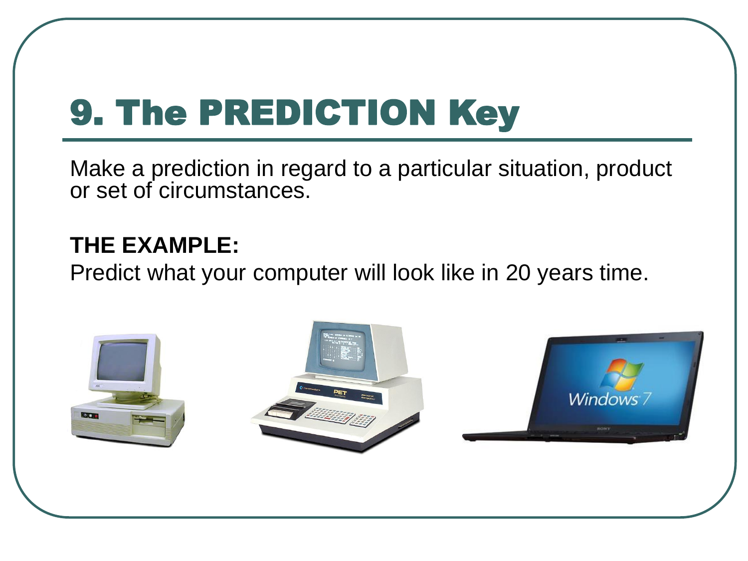# 9. The PREDICTION Key

Make a prediction in regard to a particular situation, product or set of circumstances.

**THE EXAMPLE:**

Predict what your computer will look like in 20 years time.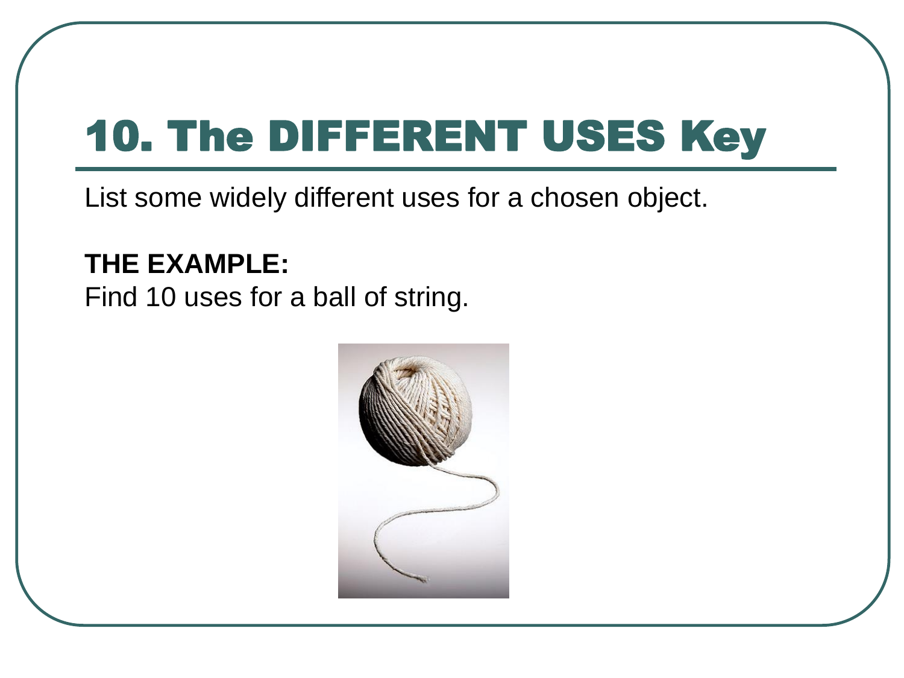# 10. The DIFFERENT USES Key

List some widely different uses for a chosen object.

**THE EXAMPLE:**
Find 10 uses for a ball of string.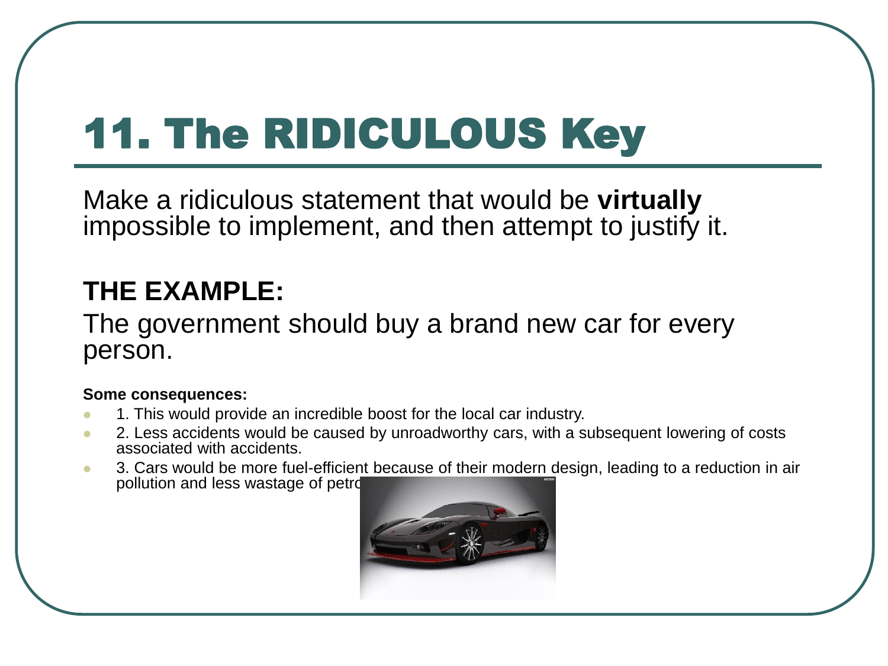# 11. The RIDICULOUS Key

Make a ridiculous statement that would be **virtually** impossible to implement, and then attempt to justify it.

**THE EXAMPLE:**

The government should buy a brand new car for every person.

**Some consequences:**

- 1. This would provide an incredible boost for the local car industry.
- 2. Less accidents would be caused by unroadworthy cars, with a subsequent lowering of costs associated with accidents.
- 3. Cars would be more fuel-efficient because of their modern design, leading to a reduction in air pollution and less wastage of petro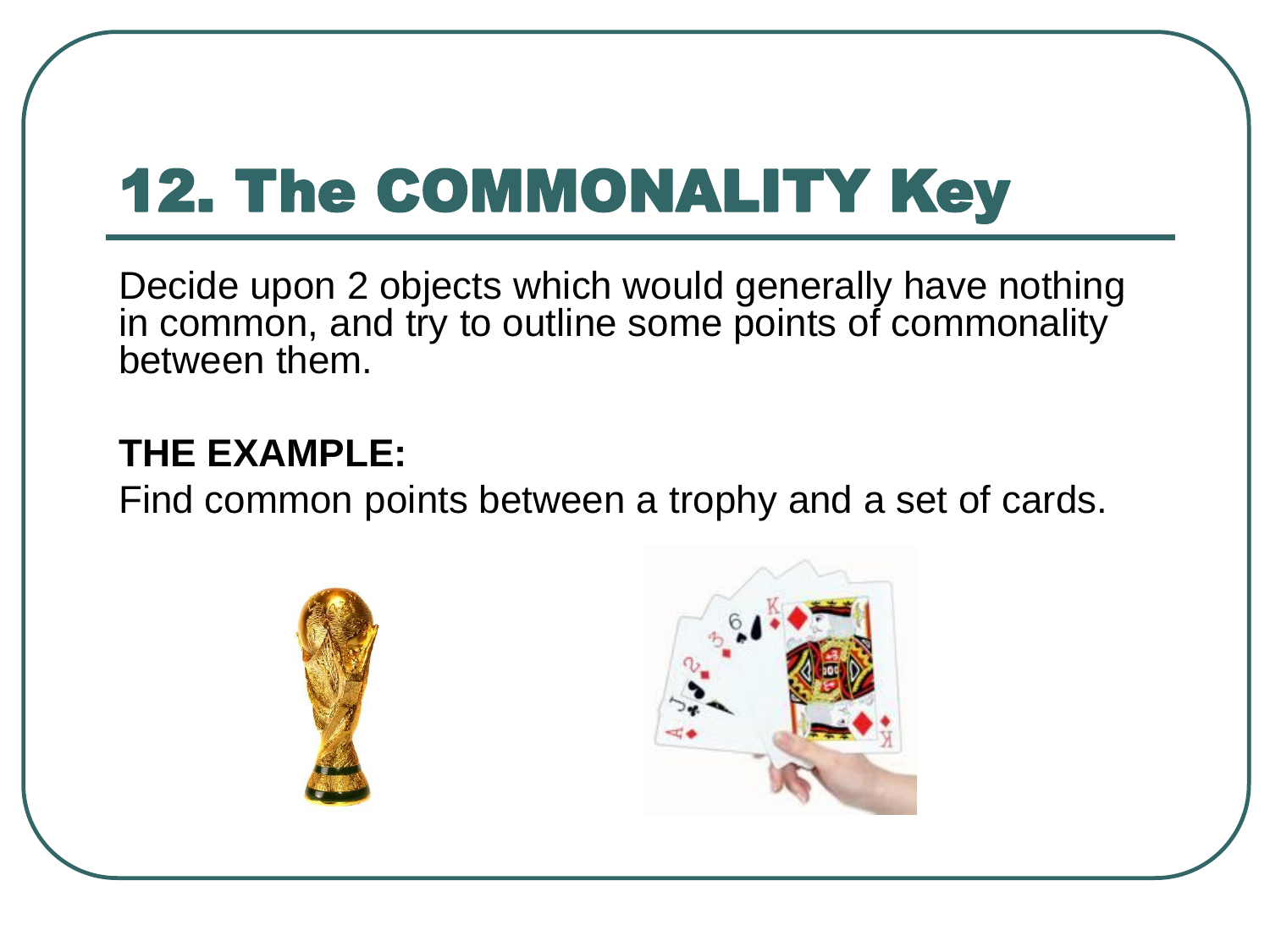# 12. The COMMONALITY Key

Decide upon 2 objects which would generally have nothing in common, and try to outline some points of commonality between them.

**THE EXAMPLE:**

Find common points between a trophy and a set of cards.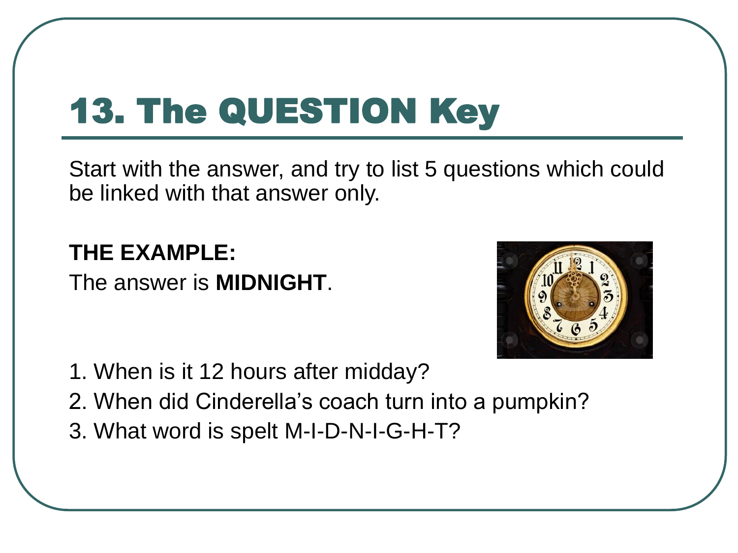# 13. The QUESTION Key

Start with the answer, and try to list 5 questions which could be linked with that answer only.

**THE EXAMPLE:**

The answer is **MIDNIGHT**.

1. When is it 12 hours after midday?
2. When did Cinderella's coach turn into a pumpkin?
3. What word is spelt M-I-D-N-I-G-H-T?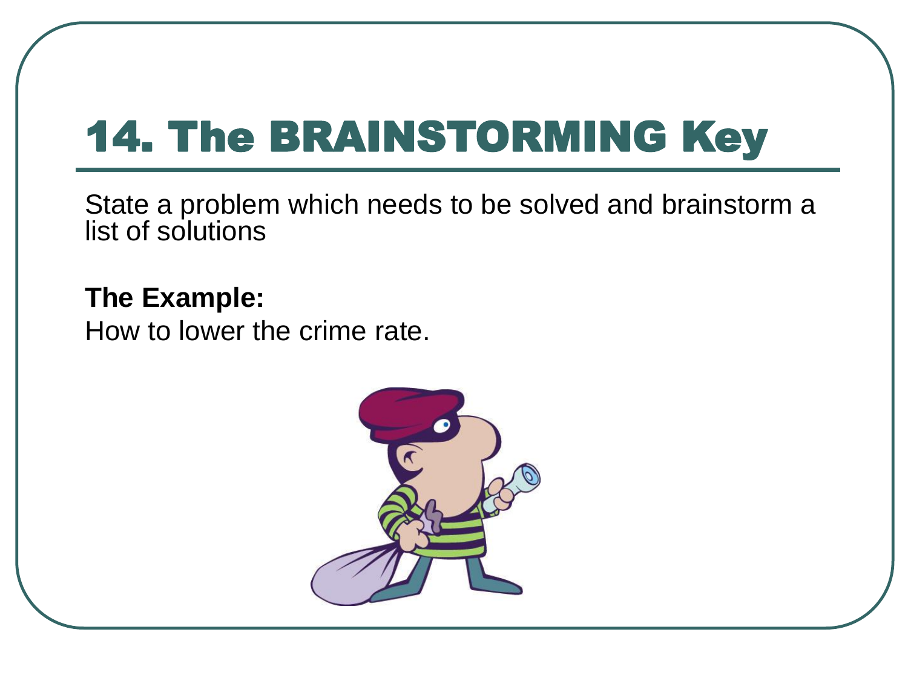# 14. The BRAINSTORMING Key

State a problem which needs to be solved and brainstorm a list of solutions

**The Example:**
How to lower the crime rate.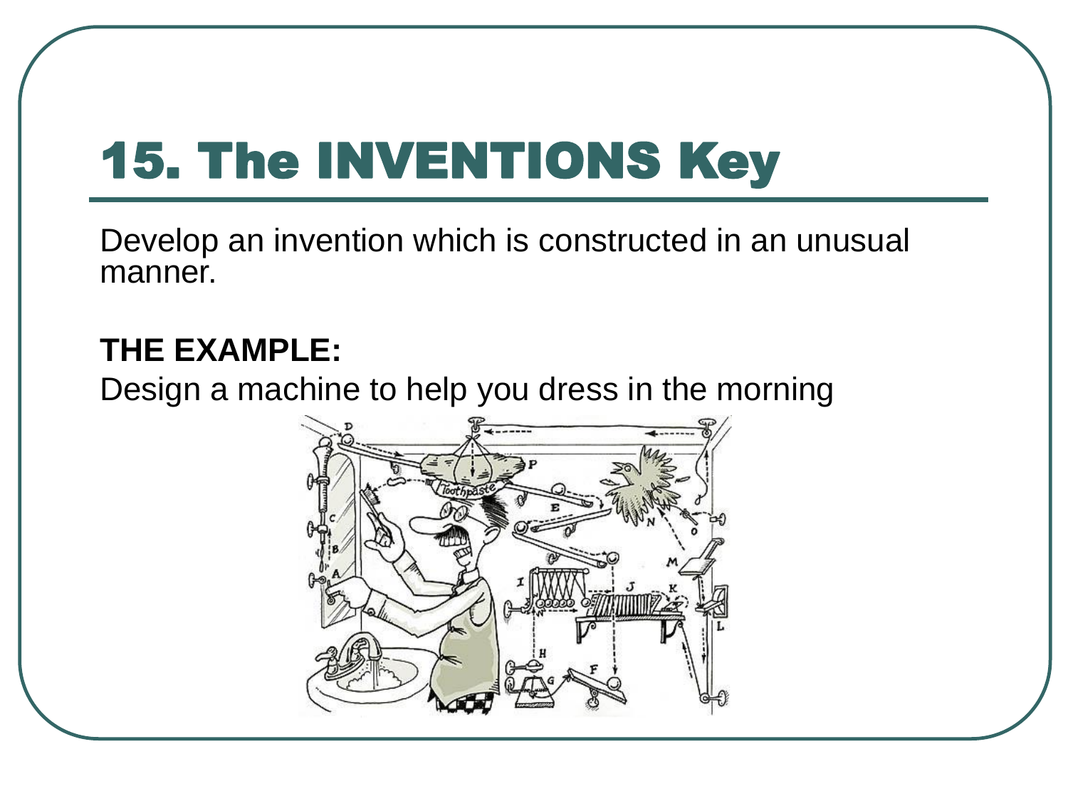# 15. The INVENTIONS Key

Develop an invention which is constructed in an unusual manner.

**THE EXAMPLE:**

Design a machine to help you dress in the morning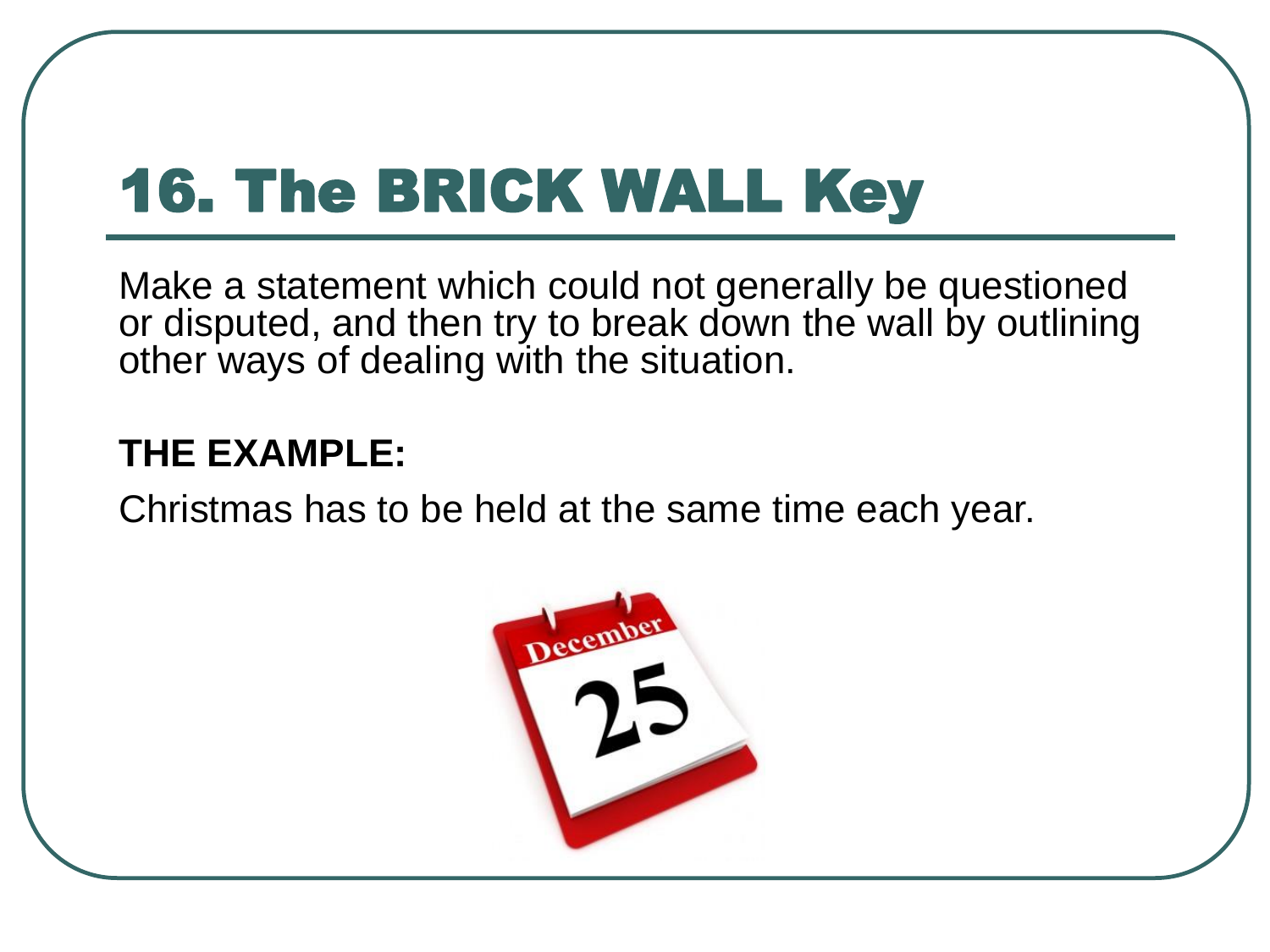# 16. The BRICK WALL Key

Make a statement which could not generally be questioned or disputed, and then try to break down the wall by outlining other ways of dealing with the situation.

**THE EXAMPLE:**

Christmas has to be held at the same time each year.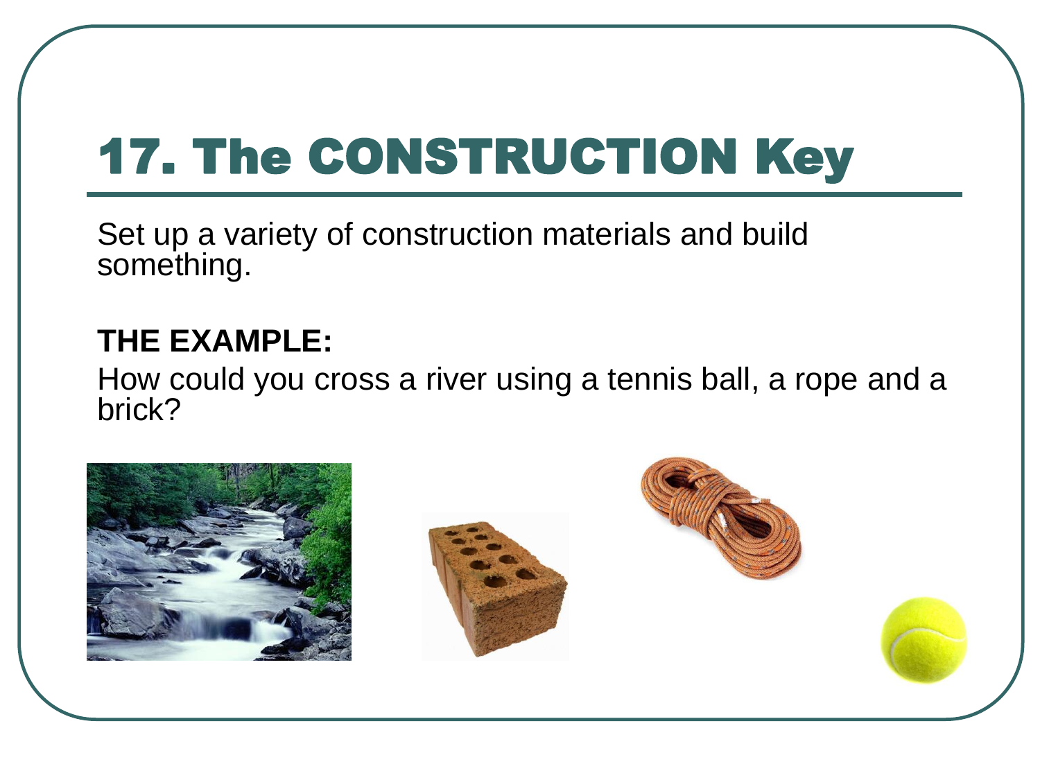# 17. The CONSTRUCTION Key

Set up a variety of construction materials and build something.

**THE EXAMPLE:**

How could you cross a river using a tennis ball, a rope and a brick?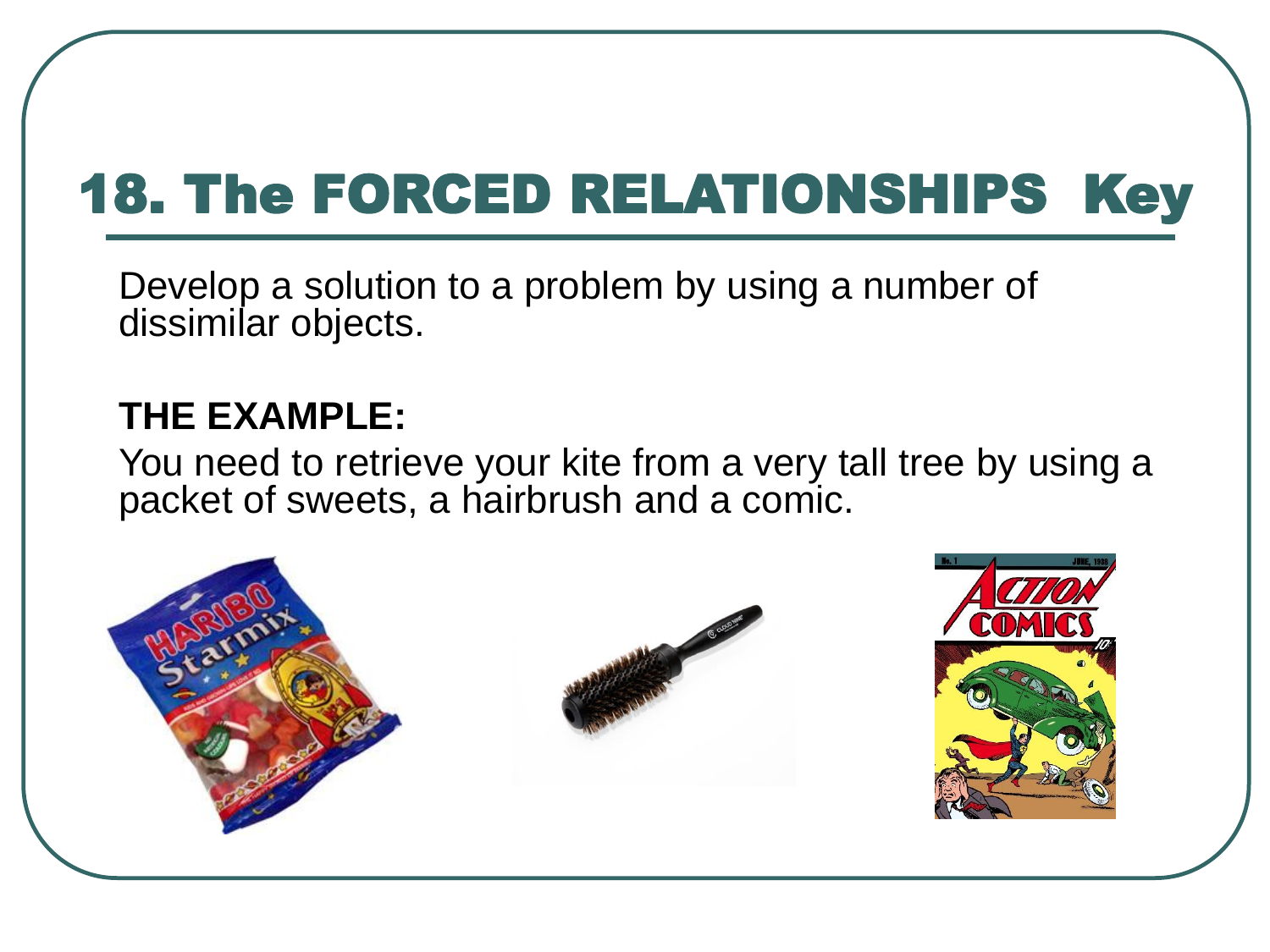# 18. The FORCED RELATIONSHIPS Key

Develop a solution to a problem by using a number of dissimilar objects.

**THE EXAMPLE:**

You need to retrieve your kite from a very tall tree by using a packet of sweets, a hairbrush and a comic.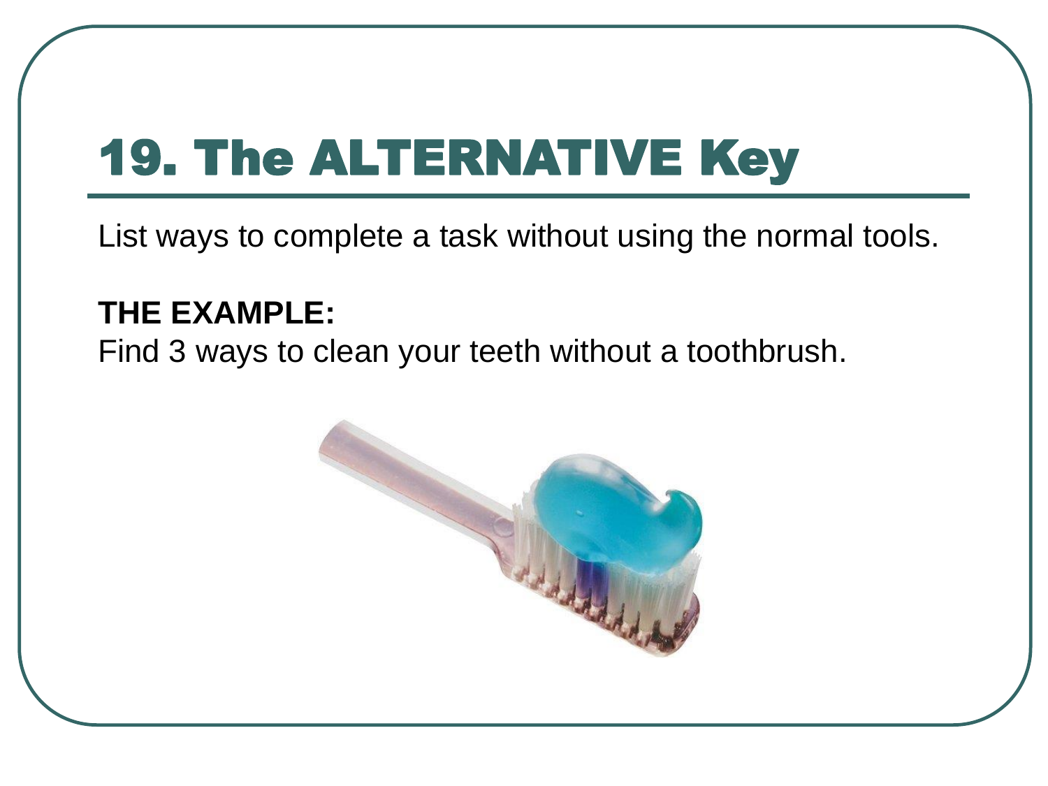# 19. The ALTERNATIVE Key

List ways to complete a task without using the normal tools.

**THE EXAMPLE:**

Find 3 ways to clean your teeth without a toothbrush.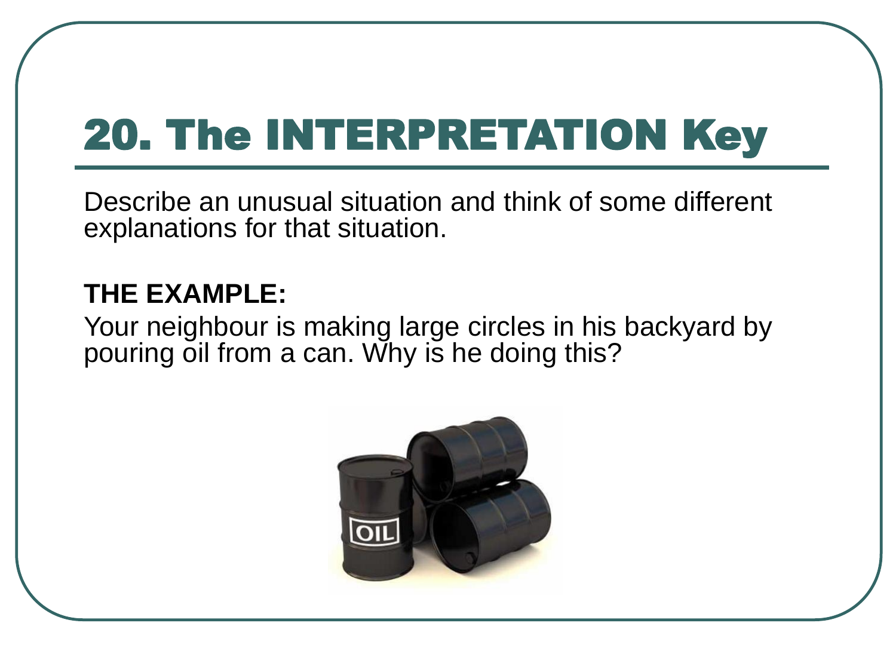# 20. The INTERPRETATION Key

Describe an unusual situation and think of some different explanations for that situation.

**THE EXAMPLE:**

Your neighbour is making large circles in his backyard by pouring oil from a can. Why is he doing this?